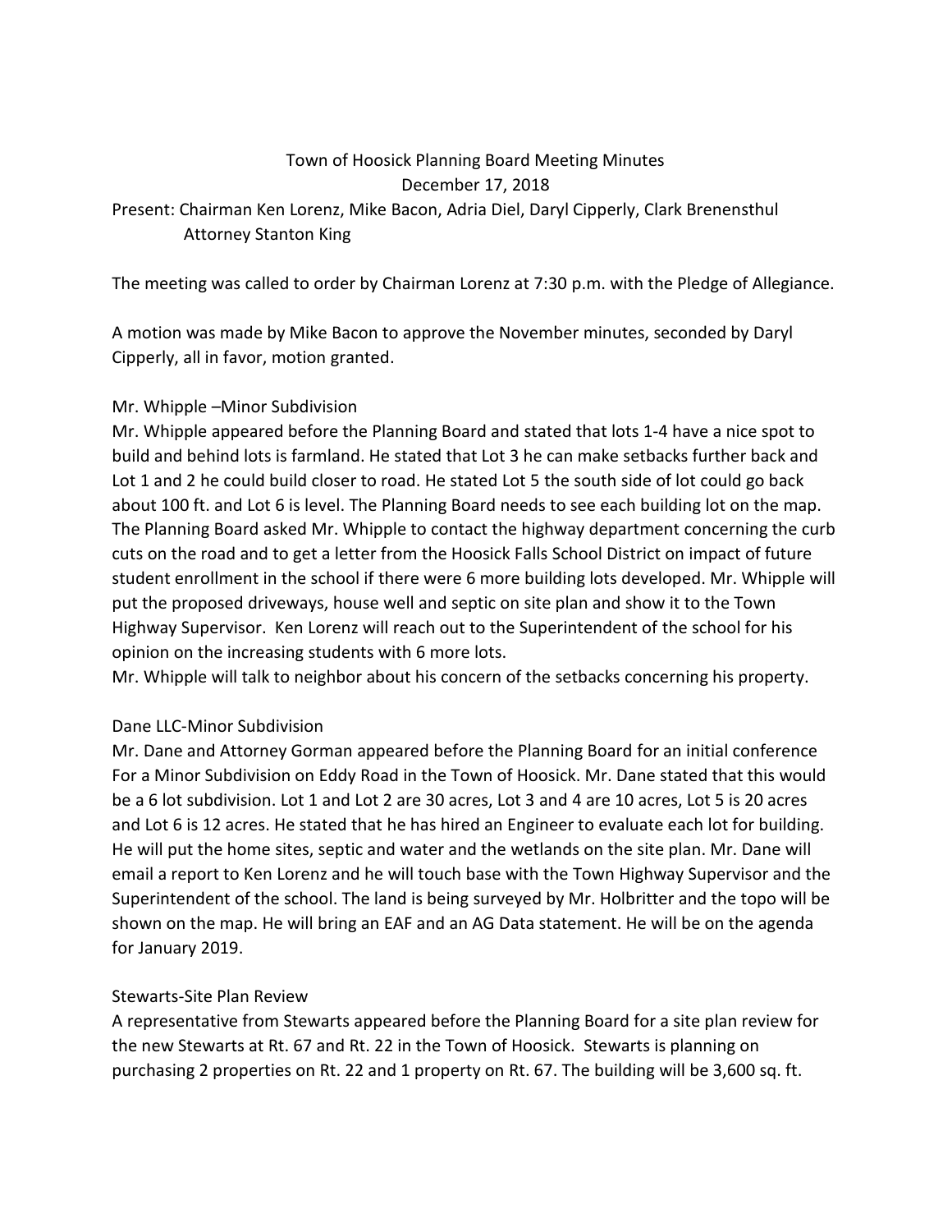# Town of Hoosick Planning Board Meeting Minutes

December 17, 2018

Present: Chairman Ken Lorenz, Mike Bacon, Adria Diel, Daryl Cipperly, Clark Brenensthul
Attorney Stanton King

The meeting was called to order by Chairman Lorenz at 7:30 p.m. with the Pledge of Allegiance.

A motion was made by Mike Bacon to approve the November minutes, seconded by Daryl Cipperly, all in favor, motion granted.

Mr. Whipple –Minor Subdivision

Mr. Whipple appeared before the Planning Board and stated that lots 1-4 have a nice spot to build and behind lots is farmland. He stated that Lot 3 he can make setbacks further back and Lot 1 and 2 he could build closer to road. He stated Lot 5 the south side of lot could go back about 100 ft. and Lot 6 is level. The Planning Board needs to see each building lot on the map. The Planning Board asked Mr. Whipple to contact the highway department concerning the curb cuts on the road and to get a letter from the Hoosick Falls School District on impact of future student enrollment in the school if there were 6 more building lots developed. Mr. Whipple will put the proposed driveways, house well and septic on site plan and show it to the Town Highway Supervisor. Ken Lorenz will reach out to the Superintendent of the school for his opinion on the increasing students with 6 more lots.
Mr. Whipple will talk to neighbor about his concern of the setbacks concerning his property.

Dane LLC-Minor Subdivision

Mr. Dane and Attorney Gorman appeared before the Planning Board for an initial conference For a Minor Subdivision on Eddy Road in the Town of Hoosick. Mr. Dane stated that this would be a 6 lot subdivision. Lot 1 and Lot 2 are 30 acres, Lot 3 and 4 are 10 acres, Lot 5 is 20 acres and Lot 6 is 12 acres. He stated that he has hired an Engineer to evaluate each lot for building. He will put the home sites, septic and water and the wetlands on the site plan. Mr. Dane will email a report to Ken Lorenz and he will touch base with the Town Highway Supervisor and the Superintendent of the school. The land is being surveyed by Mr. Holbritter and the topo will be shown on the map. He will bring an EAF and an AG Data statement. He will be on the agenda for January 2019.

Stewarts-Site Plan Review

A representative from Stewarts appeared before the Planning Board for a site plan review for the new Stewarts at Rt. 67 and Rt. 22 in the Town of Hoosick. Stewarts is planning on purchasing 2 properties on Rt. 22 and 1 property on Rt. 67. The building will be 3,600 sq. ft.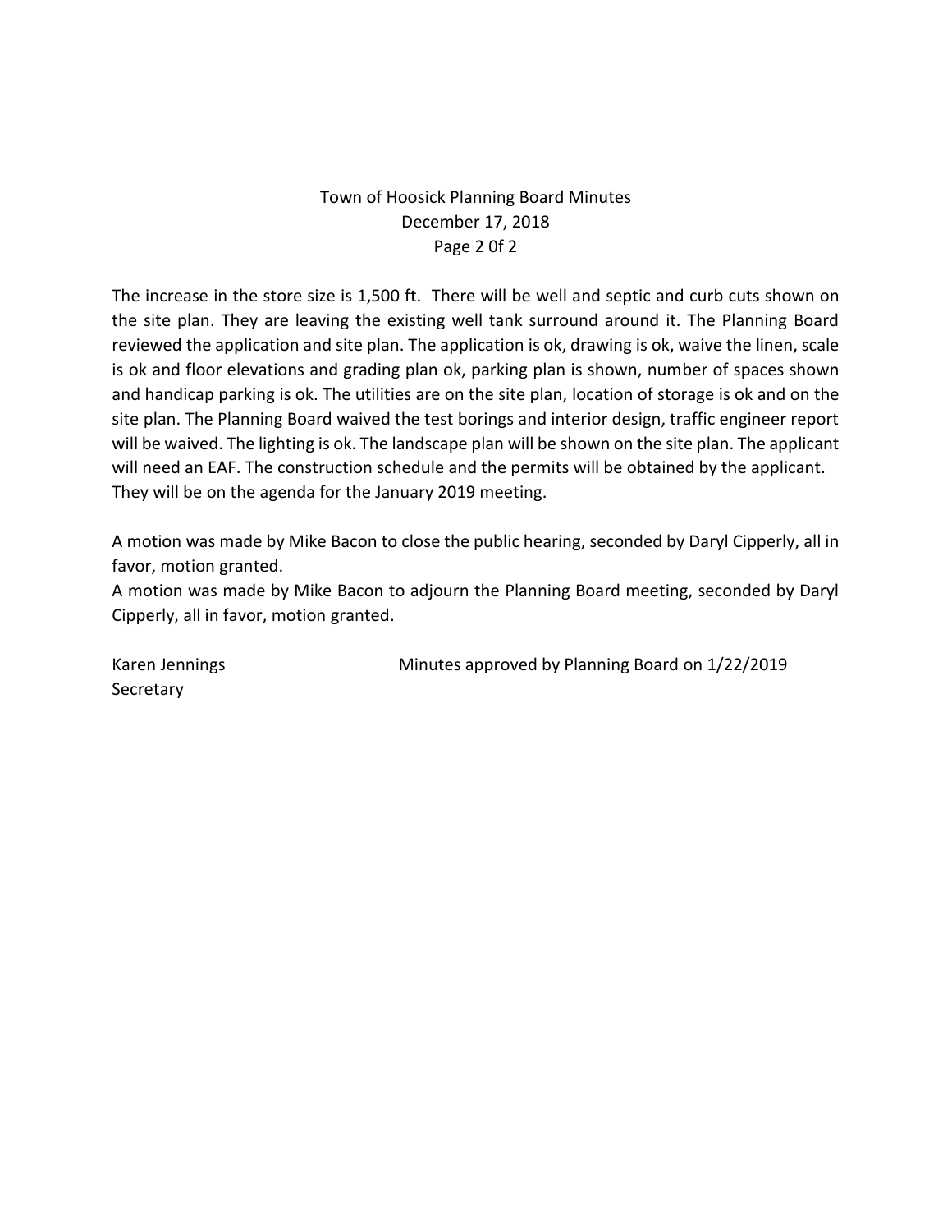The increase in the store size is 1,500 ft. There will be well and septic and curb cuts shown on the site plan. They are leaving the existing well tank surround around it. The Planning Board reviewed the application and site plan. The application is ok, drawing is ok, waive the linen, scale is ok and floor elevations and grading plan ok, parking plan is shown, number of spaces shown and handicap parking is ok. The utilities are on the site plan, location of storage is ok and on the site plan. The Planning Board waived the test borings and interior design, traffic engineer report will be waived. The lighting is ok. The landscape plan will be shown on the site plan. The applicant will need an EAF. The construction schedule and the permits will be obtained by the applicant. They will be on the agenda for the January 2019 meeting.

A motion was made by Mike Bacon to close the public hearing, seconded by Daryl Cipperly, all in favor, motion granted.
A motion was made by Mike Bacon to adjourn the Planning Board meeting, seconded by Daryl Cipperly, all in favor, motion granted.

Karen Jennings
Secretary

Minutes approved by Planning Board on 1/22/2019